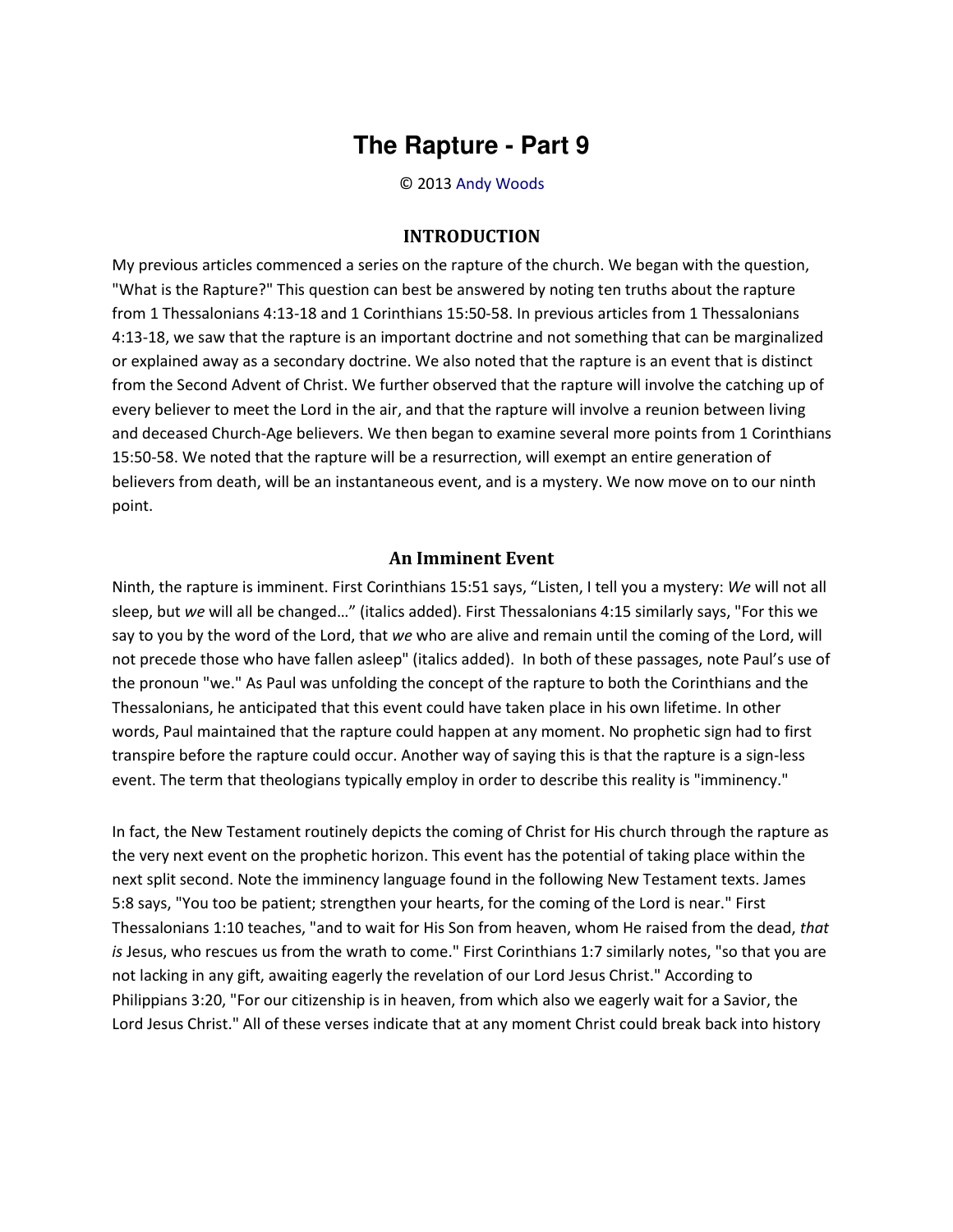# The Rapture - Part 9

© 2013 Andy Woods

## INTRODUCTION

My previous articles commenced a series on the rapture of the church. We began with the question, "What is the Rapture?" This question can best be answered by noting ten truths about the rapture from 1 Thessalonians 4:13-18 and 1 Corinthians 15:50-58. In previous articles from 1 Thessalonians 4:13-18, we saw that the rapture is an important doctrine and not something that can be marginalized or explained away as a secondary doctrine. We also noted that the rapture is an event that is distinct from the Second Advent of Christ. We further observed that the rapture will involve the catching up of every believer to meet the Lord in the air, and that the rapture will involve a reunion between living and deceased Church-Age believers. We then began to examine several more points from 1 Corinthians 15:50-58. We noted that the rapture will be a resurrection, will exempt an entire generation of believers from death, will be an instantaneous event, and is a mystery. We now move on to our ninth point.

## An Imminent Event

Ninth, the rapture is imminent. First Corinthians 15:51 says, "Listen, I tell you a mystery: *We* will not all sleep, but *we* will all be changed…" (italics added). First Thessalonians 4:15 similarly says, "For this we say to you by the word of the Lord, that *we* who are alive and remain until the coming of the Lord, will not precede those who have fallen asleep" (italics added). In both of these passages, note Paul's use of the pronoun "we." As Paul was unfolding the concept of the rapture to both the Corinthians and the Thessalonians, he anticipated that this event could have taken place in his own lifetime. In other words, Paul maintained that the rapture could happen at any moment. No prophetic sign had to first transpire before the rapture could occur. Another way of saying this is that the rapture is a sign-less event. The term that theologians typically employ in order to describe this reality is "imminency."

In fact, the New Testament routinely depicts the coming of Christ for His church through the rapture as the very next event on the prophetic horizon. This event has the potential of taking place within the next split second. Note the imminency language found in the following New Testament texts. James 5:8 says, "You too be patient; strengthen your hearts, for the coming of the Lord is near." First Thessalonians 1:10 teaches, "and to wait for His Son from heaven, whom He raised from the dead, *that is* Jesus, who rescues us from the wrath to come." First Corinthians 1:7 similarly notes, "so that you are not lacking in any gift, awaiting eagerly the revelation of our Lord Jesus Christ." According to Philippians 3:20, "For our citizenship is in heaven, from which also we eagerly wait for a Savior, the Lord Jesus Christ." All of these verses indicate that at any moment Christ could break back into history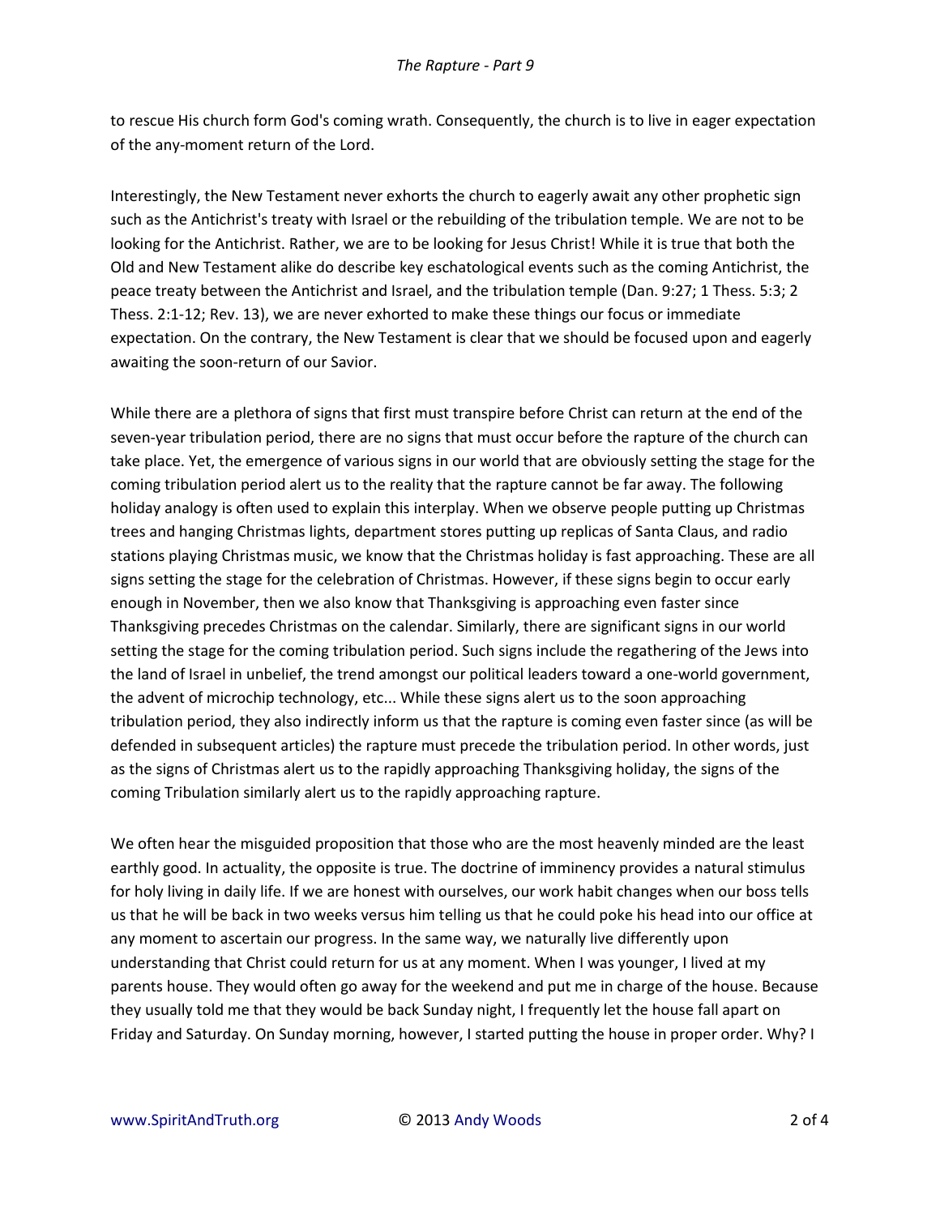to rescue His church form God's coming wrath. Consequently, the church is to live in eager expectation of the any-moment return of the Lord.

Interestingly, the New Testament never exhorts the church to eagerly await any other prophetic sign such as the Antichrist's treaty with Israel or the rebuilding of the tribulation temple. We are not to be looking for the Antichrist. Rather, we are to be looking for Jesus Christ! While it is true that both the Old and New Testament alike do describe key eschatological events such as the coming Antichrist, the peace treaty between the Antichrist and Israel, and the tribulation temple (Dan. 9:27; 1 Thess. 5:3; 2 Thess. 2:1-12; Rev. 13), we are never exhorted to make these things our focus or immediate expectation. On the contrary, the New Testament is clear that we should be focused upon and eagerly awaiting the soon-return of our Savior.

While there are a plethora of signs that first must transpire before Christ can return at the end of the seven-year tribulation period, there are no signs that must occur before the rapture of the church can take place. Yet, the emergence of various signs in our world that are obviously setting the stage for the coming tribulation period alert us to the reality that the rapture cannot be far away. The following holiday analogy is often used to explain this interplay. When we observe people putting up Christmas trees and hanging Christmas lights, department stores putting up replicas of Santa Claus, and radio stations playing Christmas music, we know that the Christmas holiday is fast approaching. These are all signs setting the stage for the celebration of Christmas. However, if these signs begin to occur early enough in November, then we also know that Thanksgiving is approaching even faster since Thanksgiving precedes Christmas on the calendar. Similarly, there are significant signs in our world setting the stage for the coming tribulation period. Such signs include the regathering of the Jews into the land of Israel in unbelief, the trend amongst our political leaders toward a one-world government, the advent of microchip technology, etc... While these signs alert us to the soon approaching tribulation period, they also indirectly inform us that the rapture is coming even faster since (as will be defended in subsequent articles) the rapture must precede the tribulation period. In other words, just as the signs of Christmas alert us to the rapidly approaching Thanksgiving holiday, the signs of the coming Tribulation similarly alert us to the rapidly approaching rapture.

We often hear the misguided proposition that those who are the most heavenly minded are the least earthly good. In actuality, the opposite is true. The doctrine of imminency provides a natural stimulus for holy living in daily life. If we are honest with ourselves, our work habit changes when our boss tells us that he will be back in two weeks versus him telling us that he could poke his head into our office at any moment to ascertain our progress. In the same way, we naturally live differently upon understanding that Christ could return for us at any moment. When I was younger, I lived at my parents house. They would often go away for the weekend and put me in charge of the house. Because they usually told me that they would be back Sunday night, I frequently let the house fall apart on Friday and Saturday. On Sunday morning, however, I started putting the house in proper order. Why? I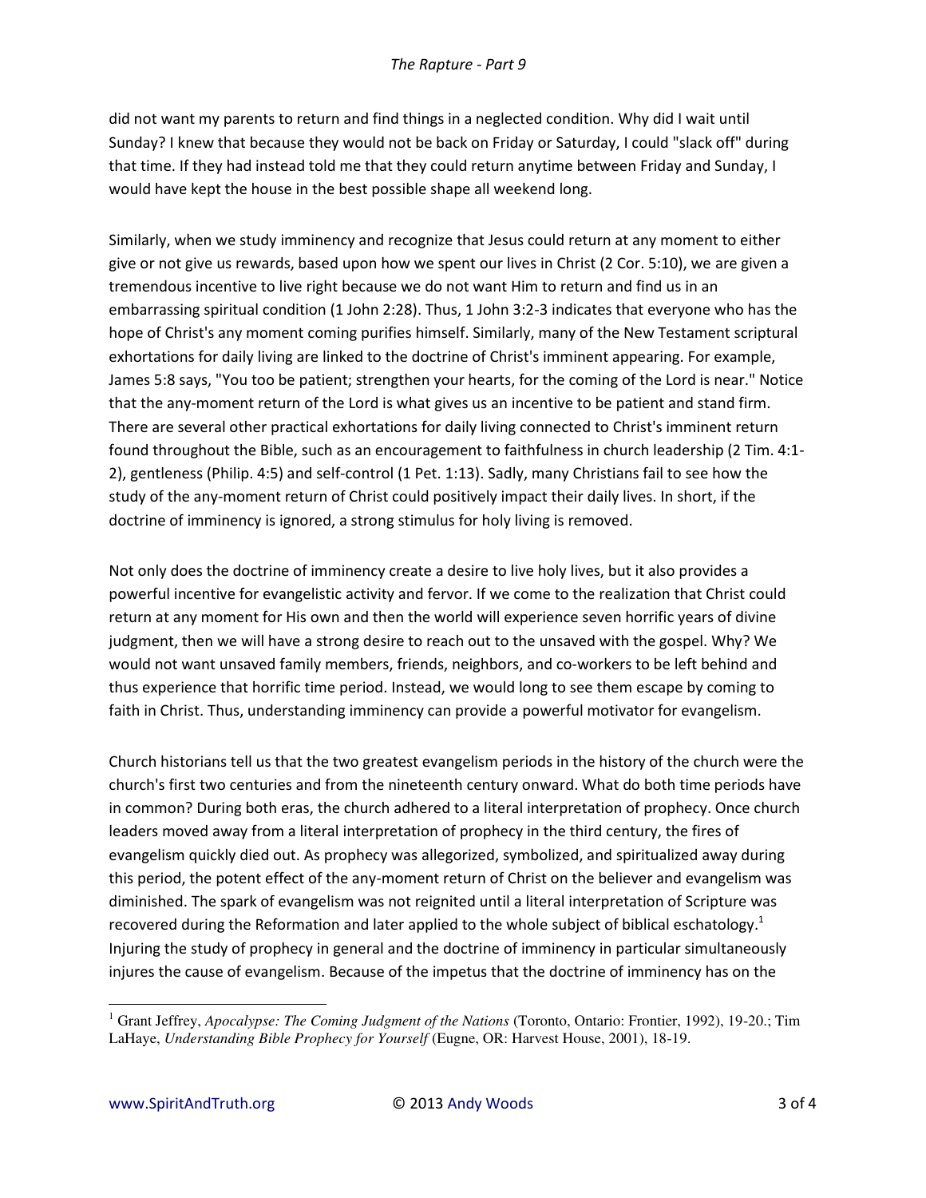did not want my parents to return and find things in a neglected condition. Why did I wait until Sunday? I knew that because they would not be back on Friday or Saturday, I could "slack off" during that time. If they had instead told me that they could return anytime between Friday and Sunday, I would have kept the house in the best possible shape all weekend long.

Similarly, when we study imminency and recognize that Jesus could return at any moment to either give or not give us rewards, based upon how we spent our lives in Christ (2 Cor. 5:10), we are given a tremendous incentive to live right because we do not want Him to return and find us in an embarrassing spiritual condition (1 John 2:28). Thus, 1 John 3:2-3 indicates that everyone who has the hope of Christ's any moment coming purifies himself. Similarly, many of the New Testament scriptural exhortations for daily living are linked to the doctrine of Christ's imminent appearing. For example, James 5:8 says, "You too be patient; strengthen your hearts, for the coming of the Lord is near." Notice that the any-moment return of the Lord is what gives us an incentive to be patient and stand firm. There are several other practical exhortations for daily living connected to Christ's imminent return found throughout the Bible, such as an encouragement to faithfulness in church leadership (2 Tim. 4:1-2), gentleness (Philip. 4:5) and self-control (1 Pet. 1:13). Sadly, many Christians fail to see how the study of the any-moment return of Christ could positively impact their daily lives. In short, if the doctrine of imminency is ignored, a strong stimulus for holy living is removed.

Not only does the doctrine of imminency create a desire to live holy lives, but it also provides a powerful incentive for evangelistic activity and fervor. If we come to the realization that Christ could return at any moment for His own and then the world will experience seven horrific years of divine judgment, then we will have a strong desire to reach out to the unsaved with the gospel. Why? We would not want unsaved family members, friends, neighbors, and co-workers to be left behind and thus experience that horrific time period. Instead, we would long to see them escape by coming to faith in Christ. Thus, understanding imminency can provide a powerful motivator for evangelism.

Church historians tell us that the two greatest evangelism periods in the history of the church were the church's first two centuries and from the nineteenth century onward. What do both time periods have in common? During both eras, the church adhered to a literal interpretation of prophecy. Once church leaders moved away from a literal interpretation of prophecy in the third century, the fires of evangelism quickly died out. As prophecy was allegorized, symbolized, and spiritualized away during this period, the potent effect of the any-moment return of Christ on the believer and evangelism was diminished. The spark of evangelism was not reignited until a literal interpretation of Scripture was recovered during the Reformation and later applied to the whole subject of biblical eschatology.[1] Injuring the study of prophecy in general and the doctrine of imminency in particular simultaneously injures the cause of evangelism. Because of the impetus that the doctrine of imminency has on the

---

[1] Grant Jeffrey, *Apocalypse: The Coming Judgment of the Nations* (Toronto, Ontario: Frontier, 1992), 19-20.; Tim LaHaye, *Understanding Bible Prophecy for Yourself* (Eugne, OR: Harvest House, 2001), 18-19.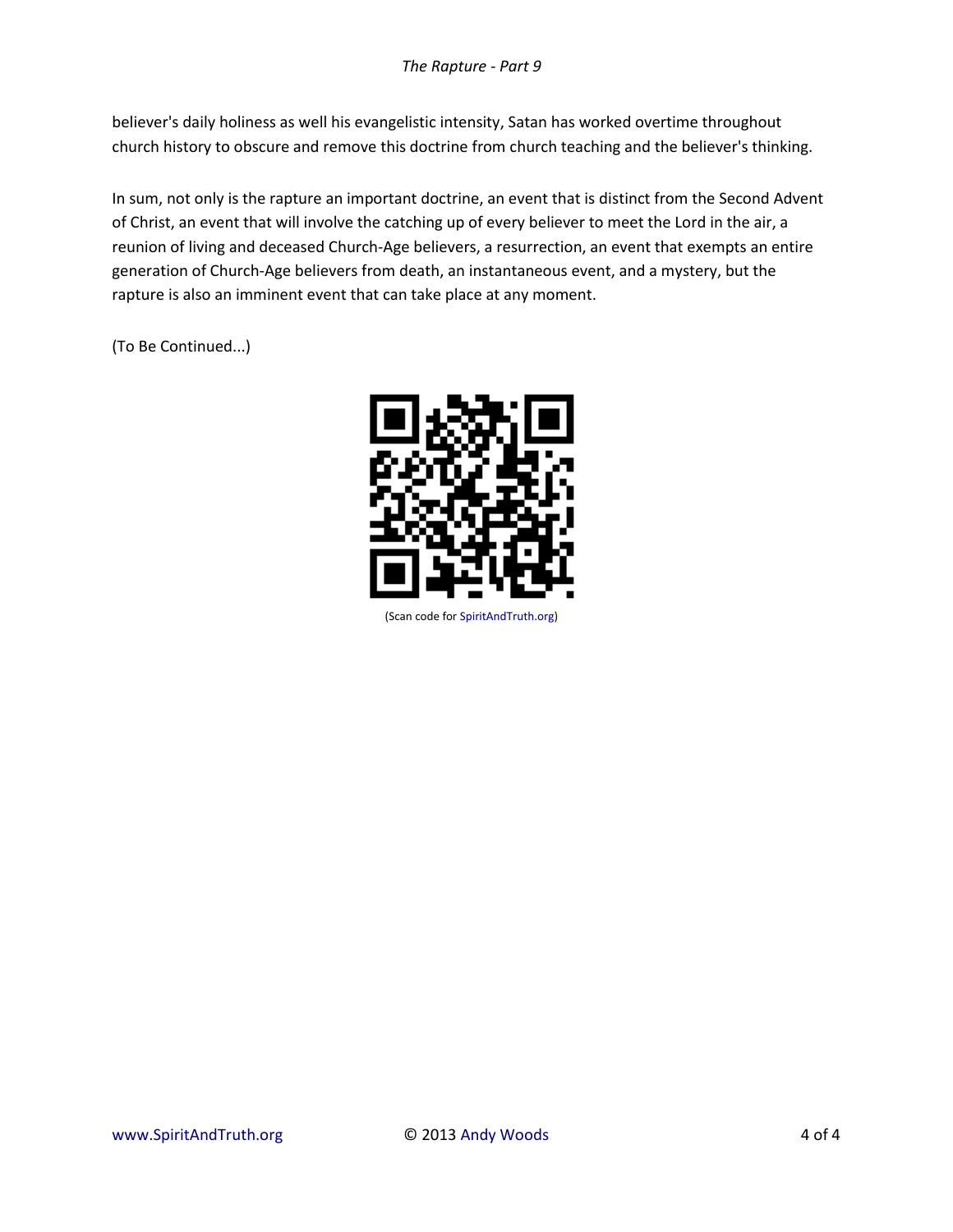believer's daily holiness as well his evangelistic intensity, Satan has worked overtime throughout church history to obscure and remove this doctrine from church teaching and the believer's thinking.

In sum, not only is the rapture an important doctrine, an event that is distinct from the Second Advent of Christ, an event that will involve the catching up of every believer to meet the Lord in the air, a reunion of living and deceased Church-Age believers, a resurrection, an event that exempts an entire generation of Church-Age believers from death, an instantaneous event, and a mystery, but the rapture is also an imminent event that can take place at any moment.

(To Be Continued...)

(Scan code for SpiritAndTruth.org)